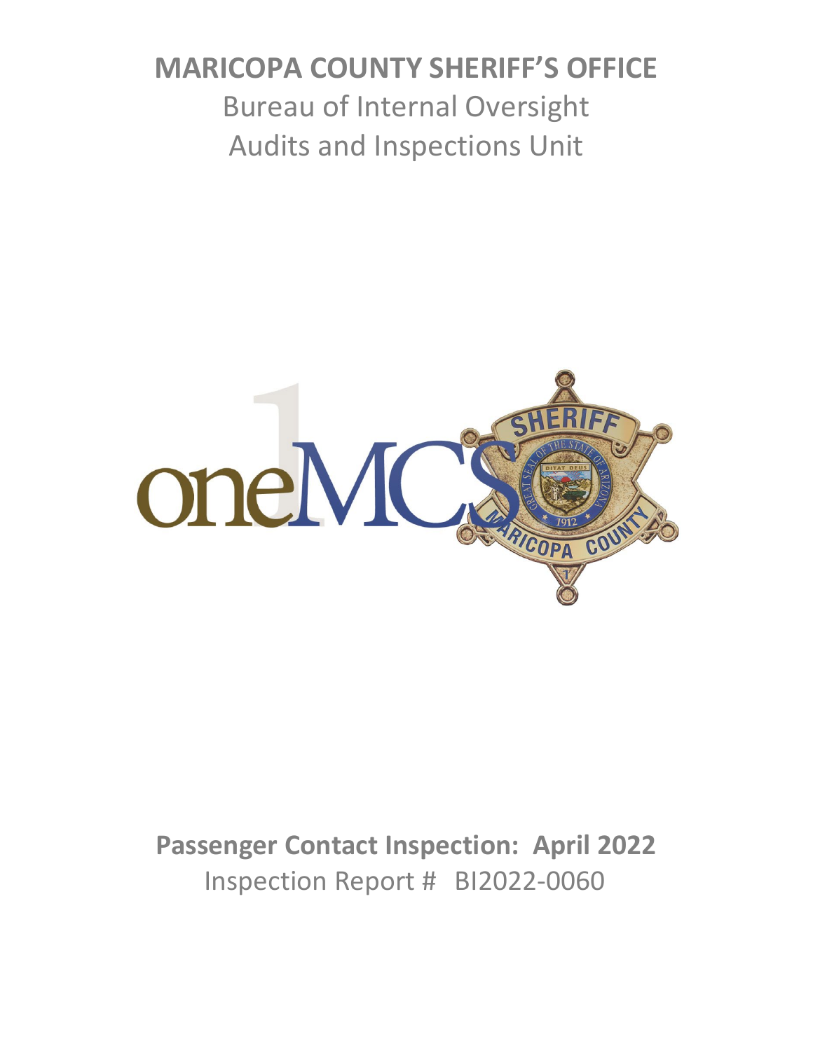# MARICOPA COUNTY SHERIFF'S OFFICE

Bureau of Internal Oversight

Audits and Inspections Unit

**Passenger Contact Inspection: April 2022**

Inspection Report # BI2022-0060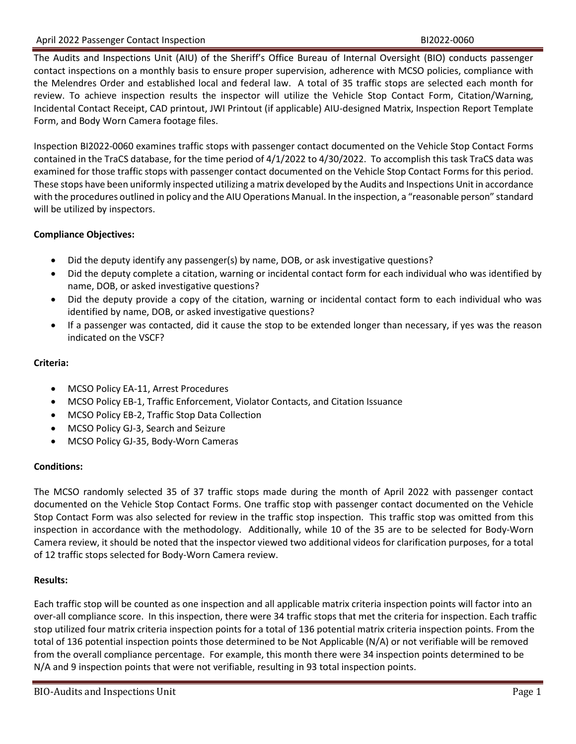The Audits and Inspections Unit (AIU) of the Sheriff's Office Bureau of Internal Oversight (BIO) conducts passenger contact inspections on a monthly basis to ensure proper supervision, adherence with MCSO policies, compliance with the Melendres Order and established local and federal law. A total of 35 traffic stops are selected each month for review. To achieve inspection results the inspector will utilize the Vehicle Stop Contact Form, Citation/Warning, Incidental Contact Receipt, CAD printout, JWI Printout (if applicable) AIU-designed Matrix, Inspection Report Template Form, and Body Worn Camera footage files.

Inspection BI2022-0060 examines traffic stops with passenger contact documented on the Vehicle Stop Contact Forms contained in the TraCS database, for the time period of 4/1/2022 to 4/30/2022. To accomplish this task TraCS data was examined for those traffic stops with passenger contact documented on the Vehicle Stop Contact Forms for this period. These stops have been uniformly inspected utilizing a matrix developed by the Audits and Inspections Unit in accordance with the procedures outlined in policy and the AIU Operations Manual. In the inspection, a "reasonable person" standard will be utilized by inspectors.

**Compliance Objectives:**

- Did the deputy identify any passenger(s) by name, DOB, or ask investigative questions?
- Did the deputy complete a citation, warning or incidental contact form for each individual who was identified by name, DOB, or asked investigative questions?
- Did the deputy provide a copy of the citation, warning or incidental contact form to each individual who was identified by name, DOB, or asked investigative questions?
- If a passenger was contacted, did it cause the stop to be extended longer than necessary, if yes was the reason indicated on the VSCF?

**Criteria:**

- MCSO Policy EA-11, Arrest Procedures
- MCSO Policy EB-1, Traffic Enforcement, Violator Contacts, and Citation Issuance
- MCSO Policy EB-2, Traffic Stop Data Collection
- MCSO Policy GJ-3, Search and Seizure
- MCSO Policy GJ-35, Body-Worn Cameras

**Conditions:**

The MCSO randomly selected 35 of 37 traffic stops made during the month of April 2022 with passenger contact documented on the Vehicle Stop Contact Forms. One traffic stop with passenger contact documented on the Vehicle Stop Contact Form was also selected for review in the traffic stop inspection. This traffic stop was omitted from this inspection in accordance with the methodology. Additionally, while 10 of the 35 are to be selected for Body-Worn Camera review, it should be noted that the inspector viewed two additional videos for clarification purposes, for a total of 12 traffic stops selected for Body-Worn Camera review.

**Results:**

Each traffic stop will be counted as one inspection and all applicable matrix criteria inspection points will factor into an over-all compliance score. In this inspection, there were 34 traffic stops that met the criteria for inspection. Each traffic stop utilized four matrix criteria inspection points for a total of 136 potential matrix criteria inspection points. From the total of 136 potential inspection points those determined to be Not Applicable (N/A) or not verifiable will be removed from the overall compliance percentage. For example, this month there were 34 inspection points determined to be N/A and 9 inspection points that were not verifiable, resulting in 93 total inspection points.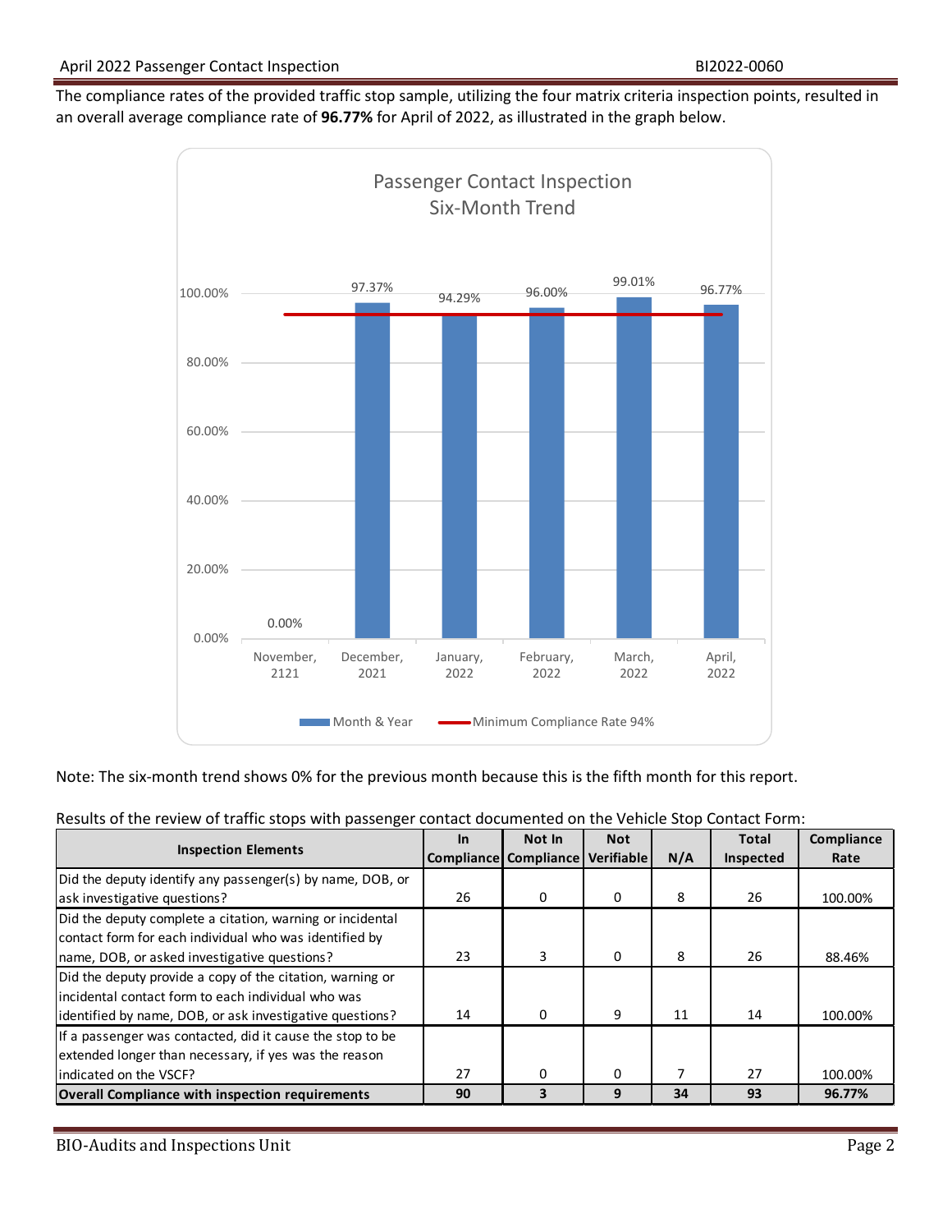The compliance rates of the provided traffic stop sample, utilizing the four matrix criteria inspection points, resulted in an overall average compliance rate of **96.77%** for April of 2022, as illustrated in the graph below.

Passenger Contact Inspection
Six-Month Trend

| Month & Year | Compliance Rate |
|---|---|
| November, 2121 | 0.00% |
| December, 2021 | 97.37% |
| January, 2022 | 94.29% |
| February, 2022 | 96.00% |
| March, 2022 | 99.01% |
| April, 2022 | 96.77% |

Minimum Compliance Rate 94%

Note: The six-month trend shows 0% for the previous month because this is the fifth month for this report.

Results of the review of traffic stops with passenger contact documented on the Vehicle Stop Contact Form:

| Inspection Elements | In Compliance | Not In Compliance | Not Verifiable | N/A | Total Inspected | Compliance Rate |
|---|---|---|---|---|---|---|
| Did the deputy identify any passenger(s) by name, DOB, or ask investigative questions? | 26 | 0 | 0 | 8 | 26 | 100.00% |
| Did the deputy complete a citation, warning or incidental contact form for each individual who was identified by name, DOB, or asked investigative questions? | 23 | 3 | 0 | 8 | 26 | 88.46% |
| Did the deputy provide a copy of the citation, warning or incidental contact form to each individual who was identified by name, DOB, or ask investigative questions? | 14 | 0 | 9 | 11 | 14 | 100.00% |
| If a passenger was contacted, did it cause the stop to be extended longer than necessary, if yes was the reason indicated on the VSCF? | 27 | 0 | 0 | 7 | 27 | 100.00% |
| **Overall Compliance with inspection requirements** | **90** | **3** | **9** | **34** | **93** | **96.77%** |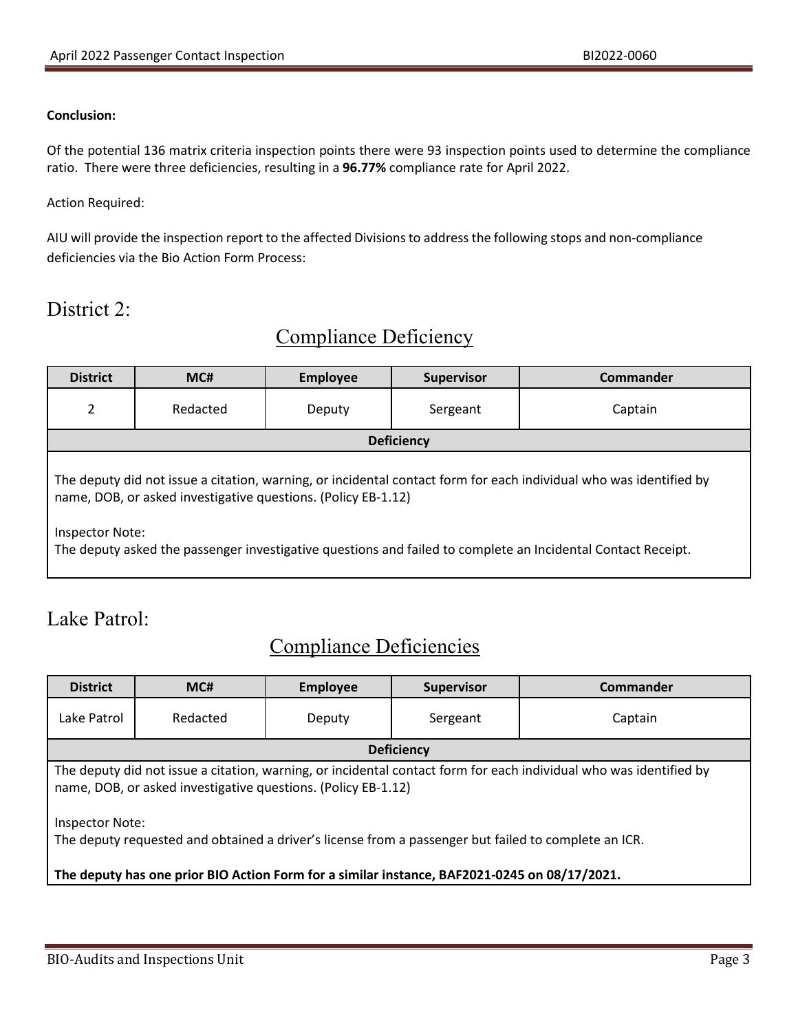**Conclusion:**

Of the potential 136 matrix criteria inspection points there were 93 inspection points used to determine the compliance ratio. There were three deficiencies, resulting in a **96.77%** compliance rate for April 2022.

Action Required:

AIU will provide the inspection report to the affected Divisions to address the following stops and non-compliance deficiencies via the Bio Action Form Process:

# District 2:

## Compliance Deficiency

| District | MC# | Employee | Supervisor | Commander |
|---|---|---|---|---|
| 2 | Redacted | Deputy | Sergeant | Captain |
| **Deficiency** | | | | |
| The deputy did not issue a citation, warning, or incidental contact form for each individual who was identified by name, DOB, or asked investigative questions. (Policy EB-1.12)<br><br>Inspector Note:<br>The deputy asked the passenger investigative questions and failed to complete an Incidental Contact Receipt. | | | | |

# Lake Patrol:

## Compliance Deficiencies

| District | MC# | Employee | Supervisor | Commander |
|---|---|---|---|---|
| Lake Patrol | Redacted | Deputy | Sergeant | Captain |
| **Deficiency** | | | | |
| The deputy did not issue a citation, warning, or incidental contact form for each individual who was identified by name, DOB, or asked investigative questions. (Policy EB-1.12)<br><br>Inspector Note:<br>The deputy requested and obtained a driver's license from a passenger but failed to complete an ICR.<br><br>**The deputy has one prior BIO Action Form for a similar instance, BAF2021-0245 on 08/17/2021.** | | | | |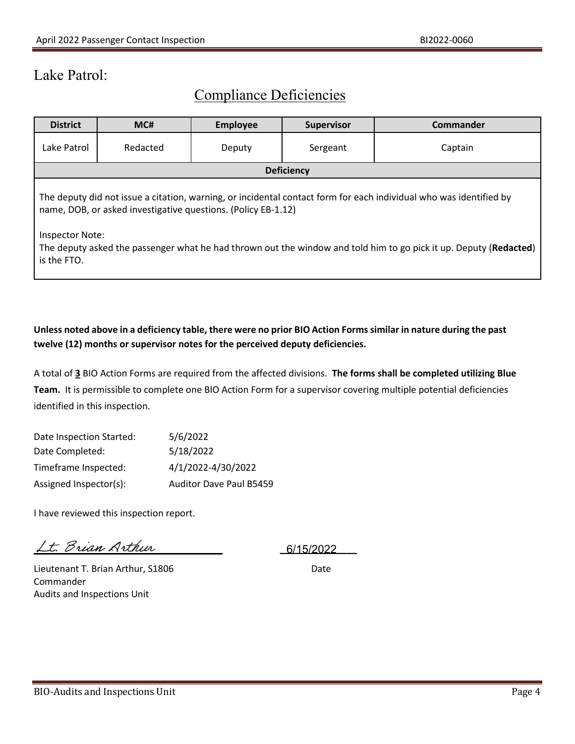## Lake Patrol:

### Compliance Deficiencies

| District | MC# | Employee | Supervisor | Commander |
|---|---|---|---|---|
| Lake Patrol | Redacted | Deputy | Sergeant | Captain |
| **Deficiency** | | | | |
| The deputy did not issue a citation, warning, or incidental contact form for each individual who was identified by name, DOB, or asked investigative questions. (Policy EB-1.12)<br><br>Inspector Note:<br>The deputy asked the passenger what he had thrown out the window and told him to go pick it up. Deputy (**Redacted**) is the FTO. | | | | |

**Unless noted above in a deficiency table, there were no prior BIO Action Forms similar in nature during the past twelve (12) months or supervisor notes for the perceived deputy deficiencies.**

A total of **3** BIO Action Forms are required from the affected divisions. **The forms shall be completed utilizing Blue Team.** It is permissible to complete one BIO Action Form for a supervisor covering multiple potential deficiencies identified in this inspection.

Date Inspection Started: 5/6/2022
Date Completed: 5/18/2022
Timeframe Inspected: 4/1/2022-4/30/2022
Assigned Inspector(s): Auditor Dave Paul B5459

I have reviewed this inspection report.

*Lt. Brian Arthur* 6/15/2022

Lieutenant T. Brian Arthur, S1806 Date
Commander
Audits and Inspections Unit